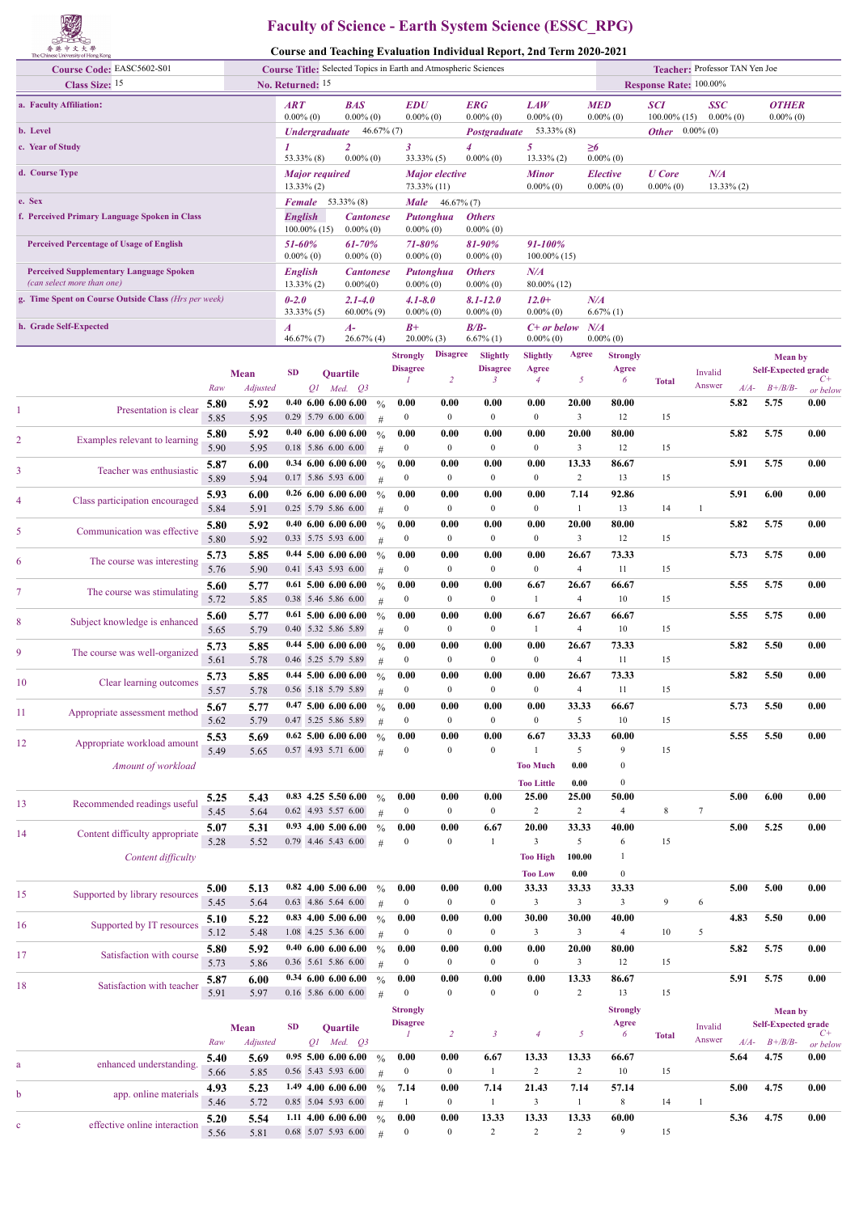# Faculty of Science - Earth System Science (ESSC_RPG)

## Course and Teaching Evaluation Individual Report, 2nd Term 2020-2021

| | | | |
|---|---|---|---|
| **Course Code:** EASC5602-S01 | **Course Title:** Selected Topics in Earth and Atmospheric Sciences | | **Teacher:** Professor TAN Yen Joe |
| **Class Size:** 15 | **No. Returned:** 15 | | **Response Rate:** 100.00% |

| | | | | | | | | | |
|---|---|---|---|---|---|---|---|---|---|
| **a. Faculty Affiliation:** | *ART* 0.00% (0) | *BAS* 0.00% (0) | *EDU* 0.00% (0) | *ERG* 0.00% (0) | *LAW* 0.00% (0) | *MED* 0.00% (0) | *SCI* 100.00% (15) | *SSC* 0.00% (0) | *OTHER* 0.00% (0) |
| **b. Level** | *Undergraduate* 46.67% (7) | | *Postgraduate* 53.33% (8) | | | *Other* 0.00% (0) | | | |
| **c. Year of Study** | *1* 53.33% (8) | *2* 0.00% (0) | *3* 33.33% (5) | *4* 0.00% (0) | *5* 13.33% (2) | *≥6* 0.00% (0) | | | |
| **d. Course Type** | *Major required* 13.33% (2) | | *Major elective* 73.33% (11) | | *Minor* 0.00% (0) | *Elective* 0.00% (0) | *U Core* 0.00% (0) | *N/A* 13.33% (2) | |
| **e. Sex** | *Female* 53.33% (8) | | *Male* 46.67% (7) | | | | | | |
| **f. Perceived Primary Language Spoken in Class** | *English* 100.00% (15) | *Cantonese* 0.00% (0) | *Putonghua* 0.00% (0) | *Others* 0.00% (0) | | | | | |
| **Perceived Percentage of Usage of English** | *51-60%* 0.00% (0) | *61-70%* 0.00% (0) | *71-80%* 0.00% (0) | *81-90%* 0.00% (0) | *91-100%* 100.00% (15) | | | | |
| **Perceived Supplementary Language Spoken** *(can select more than one)* | *English* 13.33% (2) | *Cantonese* 0.00%(0) | *Putonghua* 0.00% (0) | *Others* 0.00% (0) | *N/A* 80.00% (12) | | | | |
| **g. Time Spent on Course Outside Class** *(Hrs per week)* | *0-2.0* 33.33% (5) | *2.1-4.0* 60.00% (9) | *4.1-8.0* 0.00% (0) | *8.1-12.0* 0.00% (0) | *12.0+* 0.00% (0) | *N/A* 6.67% (1) | | | |
| **h. Grade Self-Expected** | *A* 46.67% (7) | *A-* 26.67% (4) | *B+* 20.00% (3) | *B/B-* 6.67% (1) | *C+ or below* 0.00% (0) | *N/A* 0.00% (0) | | | |

| | Item | Mean Raw | Mean Adjusted | SD | Q1 | Med. | Q3 | | Strongly Disagree 1 | Disagree 2 | Slightly Disagree 3 | Slightly Agree 4 | Agree 5 | Strongly Agree 6 | Total | Invalid Answer | Mean by Self-Expected grade A/A- | B+/B/B- | C+ or below |
|---|---|---|---|---|---|---|---|---|---|---|---|---|---|---|---|---|---|---|---|
| 1 | Presentation is clear | 5.80 | 5.92 | 0.40 | 6.00 | 6.00 | 6.00 | % | 0.00 | 0.00 | 0.00 | 0.00 | 20.00 | 80.00 | | | 5.82 | 5.75 | 0.00 |
| | | 5.85 | 5.95 | 0.29 | 5.79 | 6.00 | 6.00 | # | 0 | 0 | 0 | 0 | 3 | 12 | 15 | | | | |
| 2 | Examples relevant to learning | 5.80 | 5.92 | 0.40 | 6.00 | 6.00 | 6.00 | % | 0.00 | 0.00 | 0.00 | 0.00 | 20.00 | 80.00 | | | 5.82 | 5.75 | 0.00 |
| | | 5.90 | 5.95 | 0.18 | 5.86 | 6.00 | 6.00 | # | 0 | 0 | 0 | 0 | 3 | 12 | 15 | | | | |
| 3 | Teacher was enthusiastic | 5.87 | 6.00 | 0.34 | 6.00 | 6.00 | 6.00 | % | 0.00 | 0.00 | 0.00 | 0.00 | 13.33 | 86.67 | | | 5.91 | 5.75 | 0.00 |
| | | 5.89 | 5.94 | 0.17 | 5.86 | 5.93 | 6.00 | # | 0 | 0 | 0 | 0 | 2 | 13 | 15 | | | | |
| 4 | Class participation encouraged | 5.93 | 6.00 | 0.26 | 6.00 | 6.00 | 6.00 | % | 0.00 | 0.00 | 0.00 | 0.00 | 7.14 | 92.86 | | | 5.91 | 6.00 | 0.00 |
| | | 5.84 | 5.91 | 0.25 | 5.79 | 5.86 | 6.00 | # | 0 | 0 | 0 | 0 | 1 | 13 | 14 | 1 | | | |
| 5 | Communication was effective | 5.80 | 5.92 | 0.40 | 6.00 | 6.00 | 6.00 | % | 0.00 | 0.00 | 0.00 | 0.00 | 20.00 | 80.00 | | | 5.82 | 5.75 | 0.00 |
| | | 5.80 | 5.92 | 0.33 | 5.75 | 5.93 | 6.00 | # | 0 | 0 | 0 | 0 | 3 | 12 | 15 | | | | |
| 6 | The course was interesting | 5.73 | 5.85 | 0.44 | 5.00 | 6.00 | 6.00 | % | 0.00 | 0.00 | 0.00 | 0.00 | 26.67 | 73.33 | | | 5.73 | 5.75 | 0.00 |
| | | 5.76 | 5.90 | 0.41 | 5.43 | 5.93 | 6.00 | # | 0 | 0 | 0 | 0 | 4 | 11 | 15 | | | | |
| 7 | The course was stimulating | 5.60 | 5.77 | 0.61 | 5.00 | 6.00 | 6.00 | % | 0.00 | 0.00 | 0.00 | 6.67 | 26.67 | 66.67 | | | 5.55 | 5.75 | 0.00 |
| | | 5.72 | 5.85 | 0.38 | 5.46 | 5.86 | 6.00 | # | 0 | 0 | 0 | 1 | 4 | 10 | 15 | | | | |
| 8 | Subject knowledge is enhanced | 5.60 | 5.77 | 0.61 | 5.00 | 6.00 | 6.00 | % | 0.00 | 0.00 | 0.00 | 6.67 | 26.67 | 66.67 | | | 5.55 | 5.75 | 0.00 |
| | | 5.65 | 5.79 | 0.40 | 5.32 | 5.86 | 5.89 | # | 0 | 0 | 0 | 1 | 4 | 10 | 15 | | | | |
| 9 | The course was well-organized | 5.73 | 5.85 | 0.44 | 5.00 | 6.00 | 6.00 | % | 0.00 | 0.00 | 0.00 | 0.00 | 26.67 | 73.33 | | | 5.82 | 5.50 | 0.00 |
| | | 5.61 | 5.78 | 0.46 | 5.25 | 5.79 | 5.89 | # | 0 | 0 | 0 | 0 | 4 | 11 | 15 | | | | |
| 10 | Clear learning outcomes | 5.73 | 5.85 | 0.44 | 5.00 | 6.00 | 6.00 | % | 0.00 | 0.00 | 0.00 | 0.00 | 26.67 | 73.33 | | | 5.82 | 5.50 | 0.00 |
| | | 5.57 | 5.78 | 0.56 | 5.18 | 5.79 | 5.89 | # | 0 | 0 | 0 | 0 | 4 | 11 | 15 | | | | |
| 11 | Appropriate assessment method | 5.67 | 5.77 | 0.47 | 5.00 | 6.00 | 6.00 | % | 0.00 | 0.00 | 0.00 | 0.00 | 33.33 | 66.67 | | | 5.73 | 5.50 | 0.00 |
| | | 5.62 | 5.79 | 0.47 | 5.25 | 5.86 | 5.89 | # | 0 | 0 | 0 | 0 | 5 | 10 | 15 | | | | |
| 12 | Appropriate workload amount | 5.53 | 5.69 | 0.62 | 5.00 | 6.00 | 6.00 | % | 0.00 | 0.00 | 0.00 | 6.67 | 33.33 | 60.00 | | | 5.55 | 5.50 | 0.00 |
| | | 5.49 | 5.65 | 0.57 | 4.93 | 5.71 | 6.00 | # | 0 | 0 | 0 | 1 | 5 | 9 | 15 | | | | |
| | *Amount of workload* | | | | | | | | | | | Too Much | 0.00 | 0 | | | | | |
| | | | | | | | | | | | | Too Little | 0.00 | 0 | | | | | |
| 13 | Recommended readings useful | 5.25 | 5.43 | 0.83 | 4.25 | 5.50 | 6.00 | % | 0.00 | 0.00 | 0.00 | 25.00 | 25.00 | 50.00 | | | 5.00 | 6.00 | 0.00 |
| | | 5.45 | 5.64 | 0.62 | 4.93 | 5.57 | 6.00 | # | 0 | 0 | 0 | 2 | 2 | 4 | 8 | 7 | | | |
| 14 | Content difficulty appropriate | 5.07 | 5.31 | 0.93 | 4.00 | 5.00 | 6.00 | % | 0.00 | 0.00 | 6.67 | 20.00 | 33.33 | 40.00 | | | 5.00 | 5.25 | 0.00 |
| | | 5.28 | 5.52 | 0.79 | 4.46 | 5.43 | 6.00 | # | 0 | 0 | 1 | 3 | 5 | 6 | 15 | | | | |
| | *Content difficulty* | | | | | | | | | | | Too High | 100.00 | 1 | | | | | |
| | | | | | | | | | | | | Too Low | 0.00 | 0 | | | | | |
| 15 | Supported by library resources | 5.00 | 5.13 | 0.82 | 4.00 | 5.00 | 6.00 | % | 0.00 | 0.00 | 0.00 | 33.33 | 33.33 | 33.33 | | | 5.00 | 5.00 | 0.00 |
| | | 5.45 | 5.64 | 0.63 | 4.86 | 5.64 | 6.00 | # | 0 | 0 | 0 | 3 | 3 | 3 | 9 | 6 | | | |
| 16 | Supported by IT resources | 5.10 | 5.22 | 0.83 | 4.00 | 5.00 | 6.00 | % | 0.00 | 0.00 | 0.00 | 30.00 | 30.00 | 40.00 | | | 4.83 | 5.50 | 0.00 |
| | | 5.12 | 5.48 | 1.08 | 4.25 | 5.36 | 6.00 | # | 0 | 0 | 0 | 3 | 3 | 4 | 10 | 5 | | | |
| 17 | Satisfaction with course | 5.80 | 5.92 | 0.40 | 6.00 | 6.00 | 6.00 | % | 0.00 | 0.00 | 0.00 | 0.00 | 20.00 | 80.00 | | | 5.82 | 5.75 | 0.00 |
| | | 5.73 | 5.86 | 0.36 | 5.61 | 5.86 | 6.00 | # | 0 | 0 | 0 | 0 | 3 | 12 | 15 | | | | |
| 18 | Satisfaction with teacher | 5.87 | 6.00 | 0.34 | 6.00 | 6.00 | 6.00 | % | 0.00 | 0.00 | 0.00 | 0.00 | 13.33 | 86.67 | | | 5.91 | 5.75 | 0.00 |
| | | 5.91 | 5.97 | 0.16 | 5.86 | 6.00 | 6.00 | # | 0 | 0 | 0 | 0 | 2 | 13 | 15 | | | | |

| | Item | Mean Raw | Mean Adjusted | SD | Q1 | Med. | Q3 | | Strongly Disagree 1 | 2 | 3 | 4 | 5 | Strongly Agree 6 | Total | Invalid Answer | Mean by Self-Expected grade A/A- | B+/B/B- | C+ or below |
|---|---|---|---|---|---|---|---|---|---|---|---|---|---|---|---|---|---|---|---|
| a | enhanced understanding. | 5.40 | 5.69 | 0.95 | 5.00 | 6.00 | 6.00 | % | 0.00 | 0.00 | 6.67 | 13.33 | 13.33 | 66.67 | | | 5.64 | 4.75 | 0.00 |
| | | 5.66 | 5.85 | 0.56 | 5.43 | 5.93 | 6.00 | # | 0 | 0 | 1 | 2 | 2 | 10 | 15 | | | | |
| b | app. online materials | 4.93 | 5.23 | 1.49 | 4.00 | 6.00 | 6.00 | % | 7.14 | 0.00 | 7.14 | 21.43 | 7.14 | 57.14 | | | 5.00 | 4.75 | 0.00 |
| | | 5.46 | 5.72 | 0.85 | 5.04 | 5.93 | 6.00 | # | 1 | 0 | 1 | 3 | 1 | 8 | 14 | 1 | | | |
| c | effective online interaction | 5.20 | 5.54 | 1.11 | 4.00 | 6.00 | 6.00 | % | 0.00 | 0.00 | 13.33 | 13.33 | 13.33 | 60.00 | | | 5.36 | 4.75 | 0.00 |
| | | 5.56 | 5.81 | 0.68 | 5.07 | 5.93 | 6.00 | # | 0 | 0 | 2 | 2 | 2 | 9 | 15 | | | | |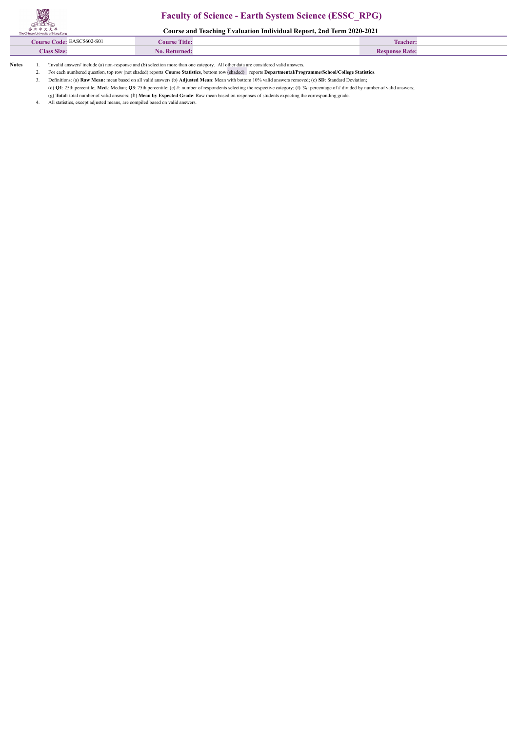# Faculty of Science - Earth System Science (ESSC_RPG)

## Course and Teaching Evaluation Individual Report, 2nd Term 2020-2021

| Course Code: EASC5602-S01 | Course Title: | Teacher: |
|---|---|---|
| Class Size: | No. Returned: | Response Rate: |

**Notes**

1. 'Invalid answers' include (a) non-response and (b) selection more than one category. All other data are considered valid answers.
2. For each numbered question, top row (not shaded) reports **Course Statistics**, bottom row (shaded) reports **Departmental/Programme/School/College Statistics**.
3. Definitions: (a) **Raw Mean:** mean based on all valid answers (b) **Adjusted Mean**: Mean with bottom 10% valid answers removed; (c) **SD**: Standard Deviation;
   (d) **Q1**: 25th percentile; **Med.**: Median; **Q3**: 75th percentile; (e) #: number of respondents selecting the respective category; (f) **%**: percentage of # divided by number of valid answers;
   (g) **Total**: total number of valid answers; (h) **Mean by Expected Grade**: Raw mean based on responses of students expecting the corresponding grade.
4. All statistics, except adjusted means, are compiled based on valid answers.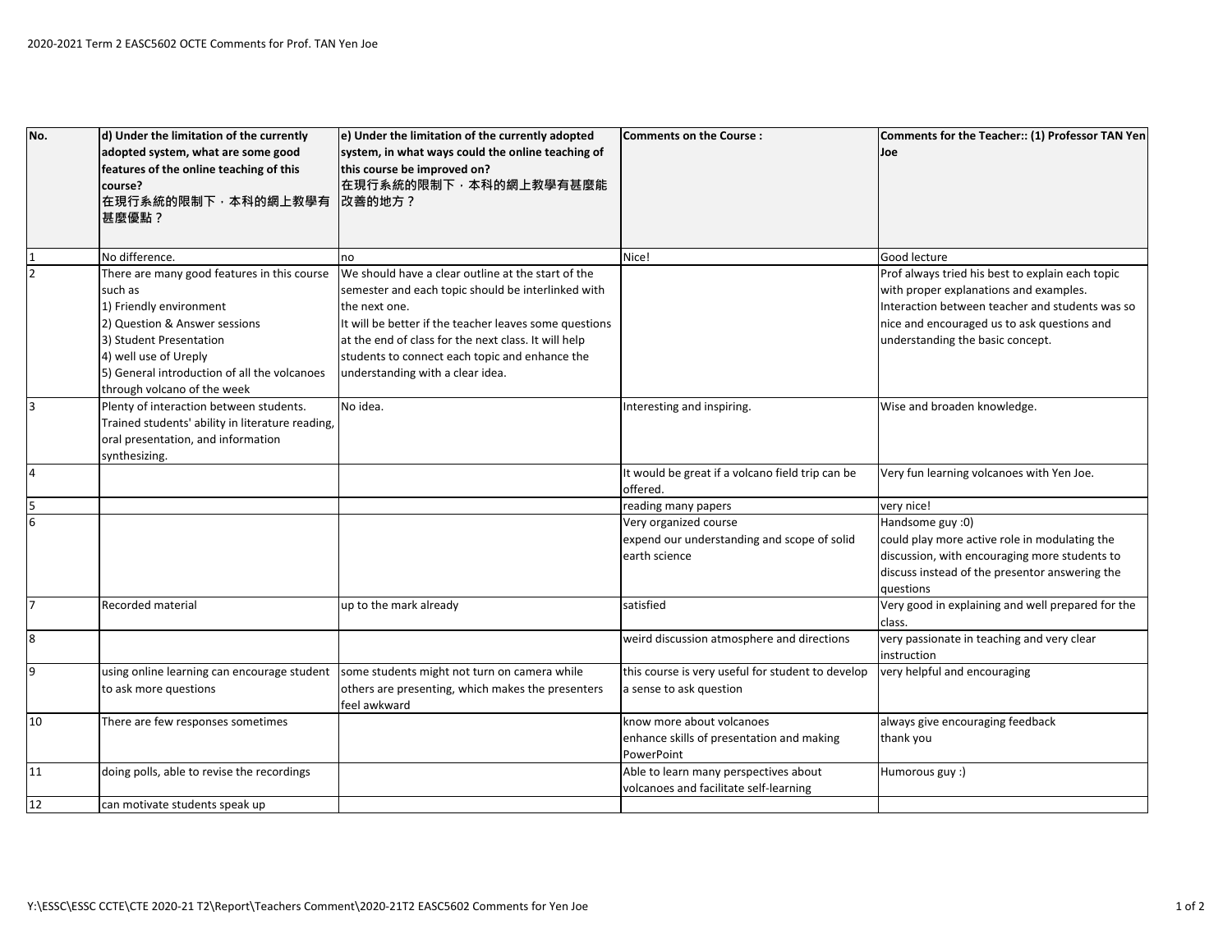2020-2021 Term 2 EASC5602 OCTE Comments for Prof. TAN Yen Joe

| No. | d) Under the limitation of the currently adopted system, what are some good features of the online teaching of this course? 在現行系統的限制下，本科的網上教學有甚麼優點？ | e) Under the limitation of the currently adopted system, in what ways could the online teaching of this course be improved on? 在現行系統的限制下，本科的網上教學有甚麼能改善的地方？ | Comments on the Course : | Comments for the Teacher:: (1) Professor TAN Yen Joe |
|---|---|---|---|---|
| 1 | No difference. | no | Nice! | Good lecture |
| 2 | There are many good features in this course such as<br>1) Friendly environment<br>2) Question & Answer sessions<br>3) Student Presentation<br>4) well use of Ureply<br>5) General introduction of all the volcanoes through volcano of the week | We should have a clear outline at the start of the semester and each topic should be interlinked with the next one.<br>It will be better if the teacher leaves some questions at the end of class for the next class. It will help students to connect each topic and enhance the understanding with a clear idea. | | Prof always tried his best to explain each topic with proper explanations and examples.<br>Interaction between teacher and students was so nice and encouraged us to ask questions and understanding the basic concept. |
| 3 | Plenty of interaction between students.<br>Trained students' ability in literature reading, oral presentation, and information synthesizing. | No idea. | Interesting and inspiring. | Wise and broaden knowledge. |
| 4 | | | It would be great if a volcano field trip can be offered. | Very fun learning volcanoes with Yen Joe. |
| 5 | | | reading many papers | very nice! |
| 6 | | | Very organized course<br>expend our understanding and scope of solid earth science | Handsome guy :0)<br>could play more active role in modulating the discussion, with encouraging more students to discuss instead of the presentor answering the questions |
| 7 | Recorded material | up to the mark already | satisfied | Very good in explaining and well prepared for the class. |
| 8 | | | weird discussion atmosphere and directions | very passionate in teaching and very clear instruction |
| 9 | using online learning can encourage student to ask more questions | some students might not turn on camera while others are presenting, which makes the presenters feel awkward | this course is very useful for student to develop a sense to ask question | very helpful and encouraging |
| 10 | There are few responses sometimes | | know more about volcanoes<br>enhance skills of presentation and making PowerPoint | always give encouraging feedback<br>thank you |
| 11 | doing polls, able to revise the recordings | | Able to learn many perspectives about volcanoes and facilitate self-learning | Humorous guy :) |
| 12 | can motivate students speak up | | | |

Y:\ESSC\ESSC CCTE\CTE 2020-21 T2\Report\Teachers Comment\2020-21T2 EASC5602 Comments for Yen Joe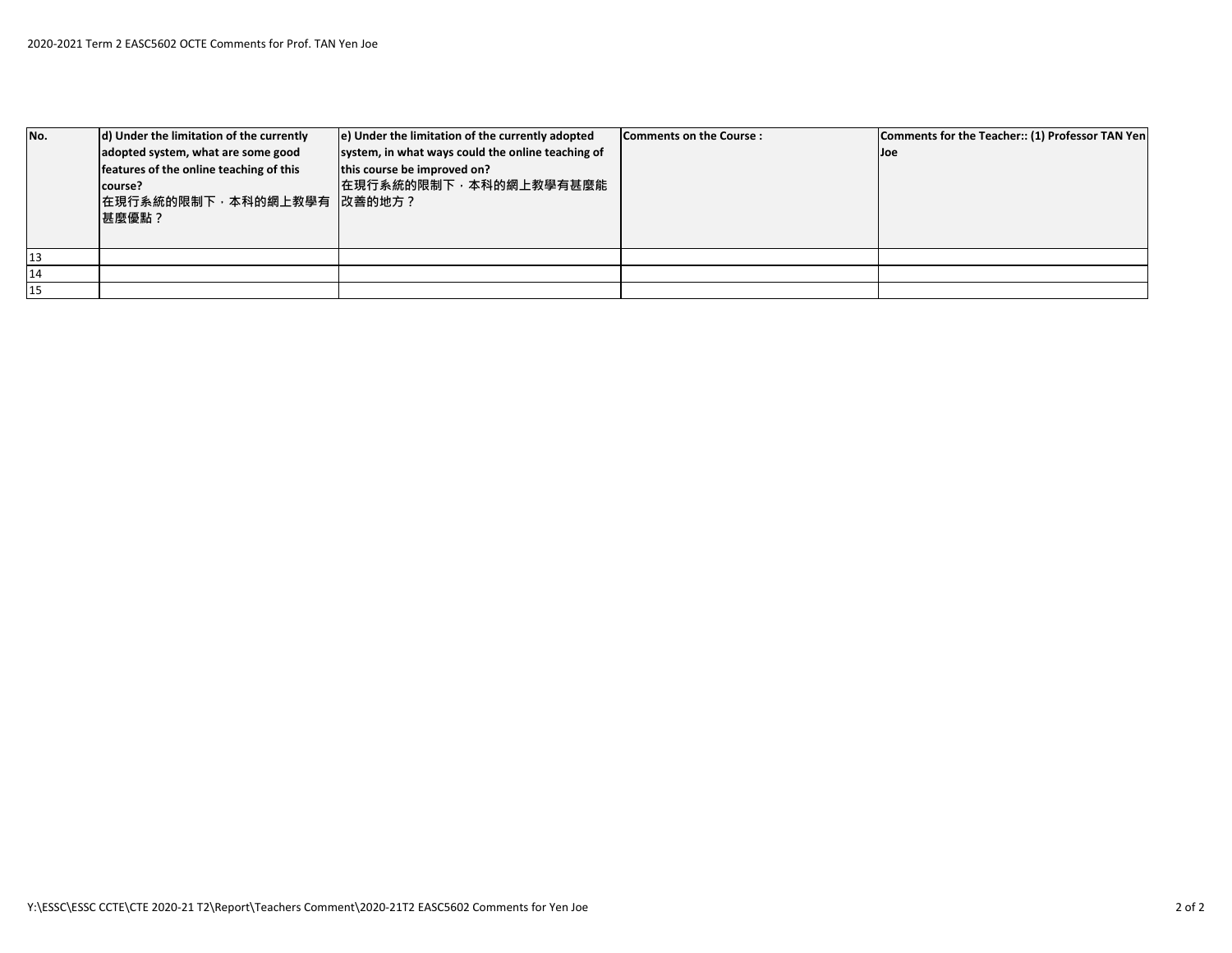2020-2021 Term 2 EASC5602 OCTE Comments for Prof. TAN Yen Joe

| No. | d) Under the limitation of the currently adopted system, what are some good features of the online teaching of this course?<br>在現行系統的限制下，本科的網上教學有甚麼優點？ | e) Under the limitation of the currently adopted system, in what ways could the online teaching of this course be improved on?<br>在現行系統的限制下，本科的網上教學有甚麼能改善的地方？ | Comments on the Course : | Comments for the Teacher:: (1) Professor TAN Yen Joe |
| --- | --- | --- | --- | --- |
| 13 | | | | |
| 14 | | | | |
| 15 | | | | |

Y:\ESSC\ESSC CCTE\CTE 2020-21 T2\Report\Teachers Comment\2020-21T2 EASC5602 Comments for Yen Joe